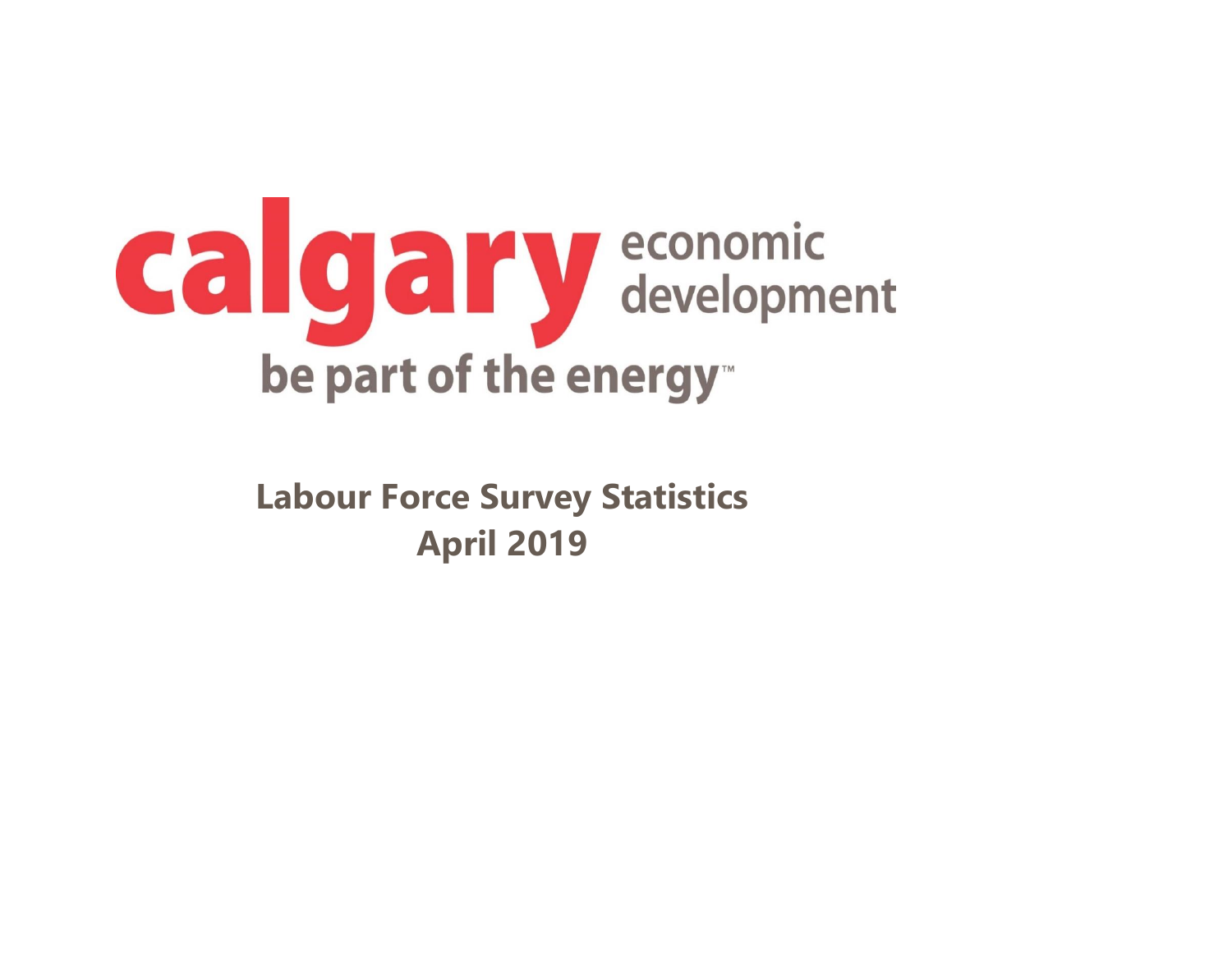calgary economic development

be part of the energy™

# Labour Force Survey Statistics
## April 2019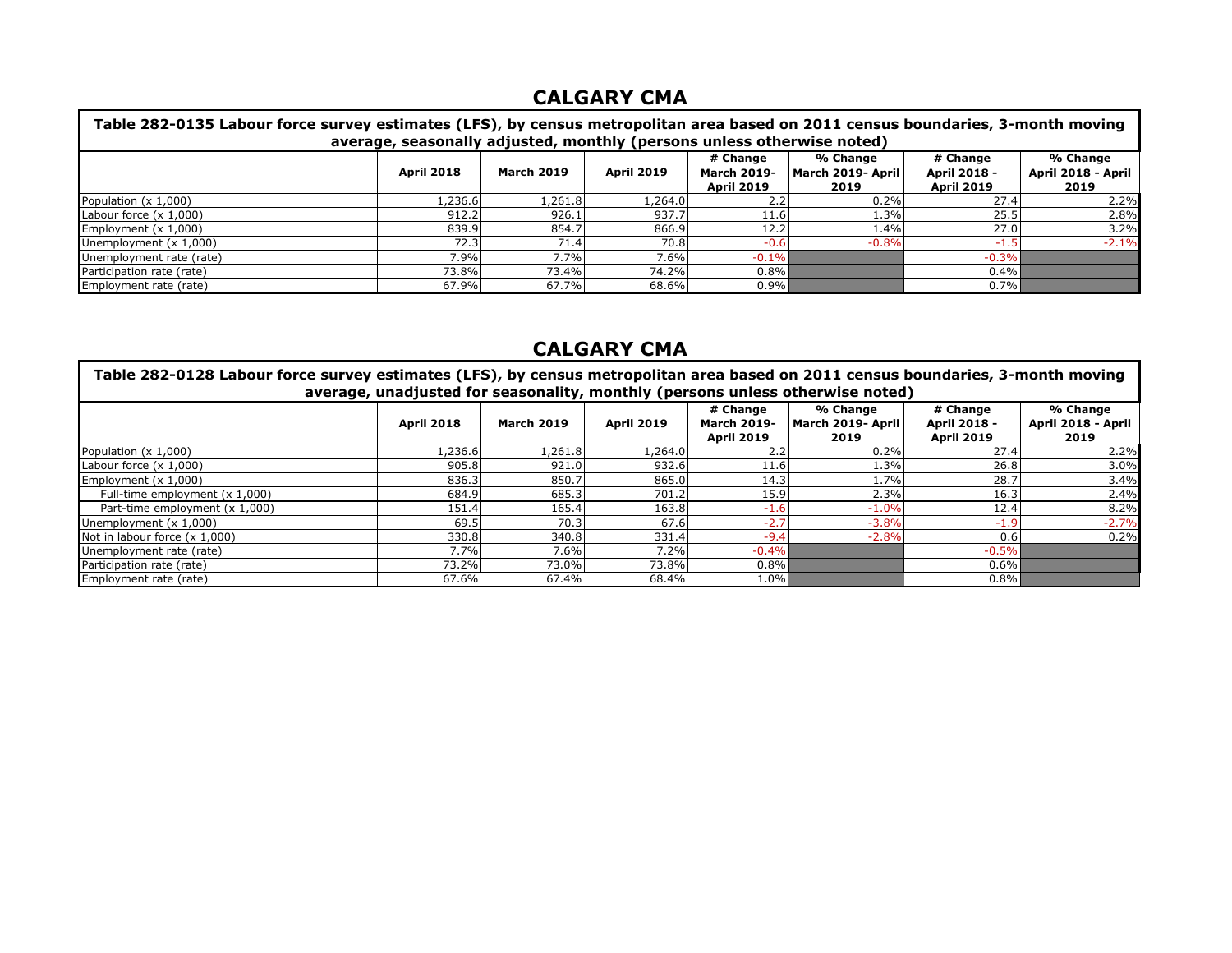## CALGARY CMA

**Table 282-0135 Labour force survey estimates (LFS), by census metropolitan area based on 2011 census boundaries, 3-month moving average, seasonally adjusted, monthly (persons unless otherwise noted)**

| | April 2018 | March 2019 | April 2019 | # Change March 2019- April 2019 | % Change March 2019- April 2019 | # Change April 2018 - April 2019 | % Change April 2018 - April 2019 |
|---|---|---|---|---|---|---|---|
| Population (x 1,000) | 1,236.6 | 1,261.8 | 1,264.0 | 2.2 | 0.2% | 27.4 | 2.2% |
| Labour force (x 1,000) | 912.2 | 926.1 | 937.7 | 11.6 | 1.3% | 25.5 | 2.8% |
| Employment (x 1,000) | 839.9 | 854.7 | 866.9 | 12.2 | 1.4% | 27.0 | 3.2% |
| Unemployment (x 1,000) | 72.3 | 71.4 | 70.8 | -0.6 | -0.8% | -1.5 | -2.1% |
| Unemployment rate (rate) | 7.9% | 7.7% | 7.6% | -0.1% | | -0.3% | |
| Participation rate (rate) | 73.8% | 73.4% | 74.2% | 0.8% | | 0.4% | |
| Employment rate (rate) | 67.9% | 67.7% | 68.6% | 0.9% | | 0.7% | |

## CALGARY CMA

**Table 282-0128 Labour force survey estimates (LFS), by census metropolitan area based on 2011 census boundaries, 3-month moving average, unadjusted for seasonality, monthly (persons unless otherwise noted)**

| | April 2018 | March 2019 | April 2019 | # Change March 2019- April 2019 | % Change March 2019- April 2019 | # Change April 2018 - April 2019 | % Change April 2018 - April 2019 |
|---|---|---|---|---|---|---|---|
| Population (x 1,000) | 1,236.6 | 1,261.8 | 1,264.0 | 2.2 | 0.2% | 27.4 | 2.2% |
| Labour force (x 1,000) | 905.8 | 921.0 | 932.6 | 11.6 | 1.3% | 26.8 | 3.0% |
| Employment (x 1,000) | 836.3 | 850.7 | 865.0 | 14.3 | 1.7% | 28.7 | 3.4% |
| Full-time employment (x 1,000) | 684.9 | 685.3 | 701.2 | 15.9 | 2.3% | 16.3 | 2.4% |
| Part-time employment (x 1,000) | 151.4 | 165.4 | 163.8 | -1.6 | -1.0% | 12.4 | 8.2% |
| Unemployment (x 1,000) | 69.5 | 70.3 | 67.6 | -2.7 | -3.8% | -1.9 | -2.7% |
| Not in labour force (x 1,000) | 330.8 | 340.8 | 331.4 | -9.4 | -2.8% | 0.6 | 0.2% |
| Unemployment rate (rate) | 7.7% | 7.6% | 7.2% | -0.4% | | -0.5% | |
| Participation rate (rate) | 73.2% | 73.0% | 73.8% | 0.8% | | 0.6% | |
| Employment rate (rate) | 67.6% | 67.4% | 68.4% | 1.0% | | 0.8% | |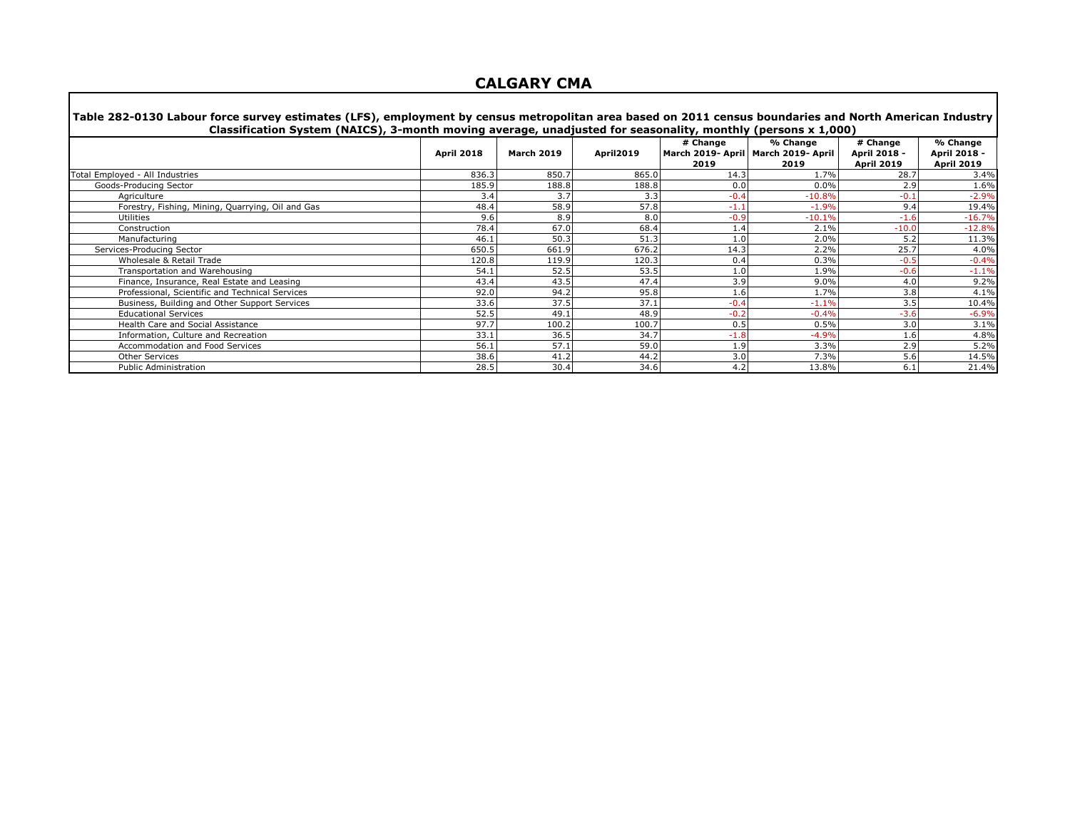# CALGARY CMA

**Table 282-0130 Labour force survey estimates (LFS), employment by census metropolitan area based on 2011 census boundaries and North American Industry Classification System (NAICS), 3-month moving average, unadjusted for seasonality, monthly (persons x 1,000)**

| | April 2018 | March 2019 | April2019 | # Change March 2019- April 2019 | % Change March 2019- April 2019 | # Change April 2018 - April 2019 | % Change April 2018 - April 2019 |
|---|---|---|---|---|---|---|---|
| Total Employed - All Industries | 836.3 | 850.7 | 865.0 | 14.3 | 1.7% | 28.7 | 3.4% |
| Goods-Producing Sector | 185.9 | 188.8 | 188.8 | 0.0 | 0.0% | 2.9 | 1.6% |
| Agriculture | 3.4 | 3.7 | 3.3 | -0.4 | -10.8% | -0.1 | -2.9% |
| Forestry, Fishing, Mining, Quarrying, Oil and Gas | 48.4 | 58.9 | 57.8 | -1.1 | -1.9% | 9.4 | 19.4% |
| Utilities | 9.6 | 8.9 | 8.0 | -0.9 | -10.1% | -1.6 | -16.7% |
| Construction | 78.4 | 67.0 | 68.4 | 1.4 | 2.1% | -10.0 | -12.8% |
| Manufacturing | 46.1 | 50.3 | 51.3 | 1.0 | 2.0% | 5.2 | 11.3% |
| Services-Producing Sector | 650.5 | 661.9 | 676.2 | 14.3 | 2.2% | 25.7 | 4.0% |
| Wholesale & Retail Trade | 120.8 | 119.9 | 120.3 | 0.4 | 0.3% | -0.5 | -0.4% |
| Transportation and Warehousing | 54.1 | 52.5 | 53.5 | 1.0 | 1.9% | -0.6 | -1.1% |
| Finance, Insurance, Real Estate and Leasing | 43.4 | 43.5 | 47.4 | 3.9 | 9.0% | 4.0 | 9.2% |
| Professional, Scientific and Technical Services | 92.0 | 94.2 | 95.8 | 1.6 | 1.7% | 3.8 | 4.1% |
| Business, Building and Other Support Services | 33.6 | 37.5 | 37.1 | -0.4 | -1.1% | 3.5 | 10.4% |
| Educational Services | 52.5 | 49.1 | 48.9 | -0.2 | -0.4% | -3.6 | -6.9% |
| Health Care and Social Assistance | 97.7 | 100.2 | 100.7 | 0.5 | 0.5% | 3.0 | 3.1% |
| Information, Culture and Recreation | 33.1 | 36.5 | 34.7 | -1.8 | -4.9% | 1.6 | 4.8% |
| Accommodation and Food Services | 56.1 | 57.1 | 59.0 | 1.9 | 3.3% | 2.9 | 5.2% |
| Other Services | 38.6 | 41.2 | 44.2 | 3.0 | 7.3% | 5.6 | 14.5% |
| Public Administration | 28.5 | 30.4 | 34.6 | 4.2 | 13.8% | 6.1 | 21.4% |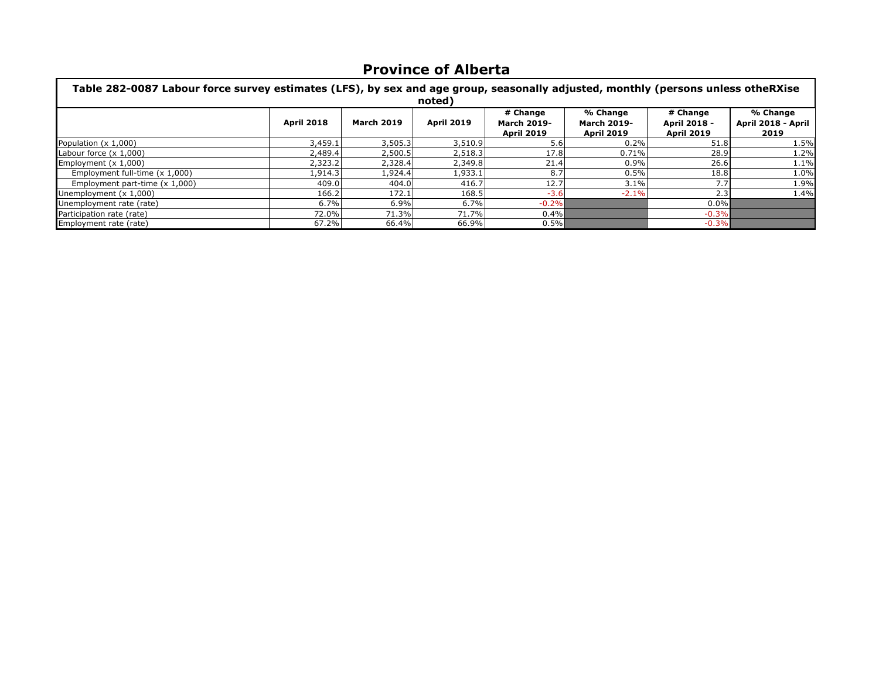# Province of Alberta

| Table 282-0087 Labour force survey estimates (LFS), by sex and age group, seasonally adjusted, monthly (persons unless otheRXise noted) | | | | | | | |
|---|---|---|---|---|---|---|---|
| | April 2018 | March 2019 | April 2019 | # Change March 2019-April 2019 | % Change March 2019-April 2019 | # Change April 2018 - April 2019 | % Change April 2018 - April 2019 |
| Population (x 1,000) | 3,459.1 | 3,505.3 | 3,510.9 | 5.6 | 0.2% | 51.8 | 1.5% |
| Labour force (x 1,000) | 2,489.4 | 2,500.5 | 2,518.3 | 17.8 | 0.71% | 28.9 | 1.2% |
| Employment (x 1,000) | 2,323.2 | 2,328.4 | 2,349.8 | 21.4 | 0.9% | 26.6 | 1.1% |
| Employment full-time (x 1,000) | 1,914.3 | 1,924.4 | 1,933.1 | 8.7 | 0.5% | 18.8 | 1.0% |
| Employment part-time (x 1,000) | 409.0 | 404.0 | 416.7 | 12.7 | 3.1% | 7.7 | 1.9% |
| Unemployment (x 1,000) | 166.2 | 172.1 | 168.5 | -3.6 | -2.1% | 2.3 | 1.4% |
| Unemployment rate (rate) | 6.7% | 6.9% | 6.7% | -0.2% | | 0.0% | |
| Participation rate (rate) | 72.0% | 71.3% | 71.7% | 0.4% | | -0.3% | |
| Employment rate (rate) | 67.2% | 66.4% | 66.9% | 0.5% | | -0.3% | |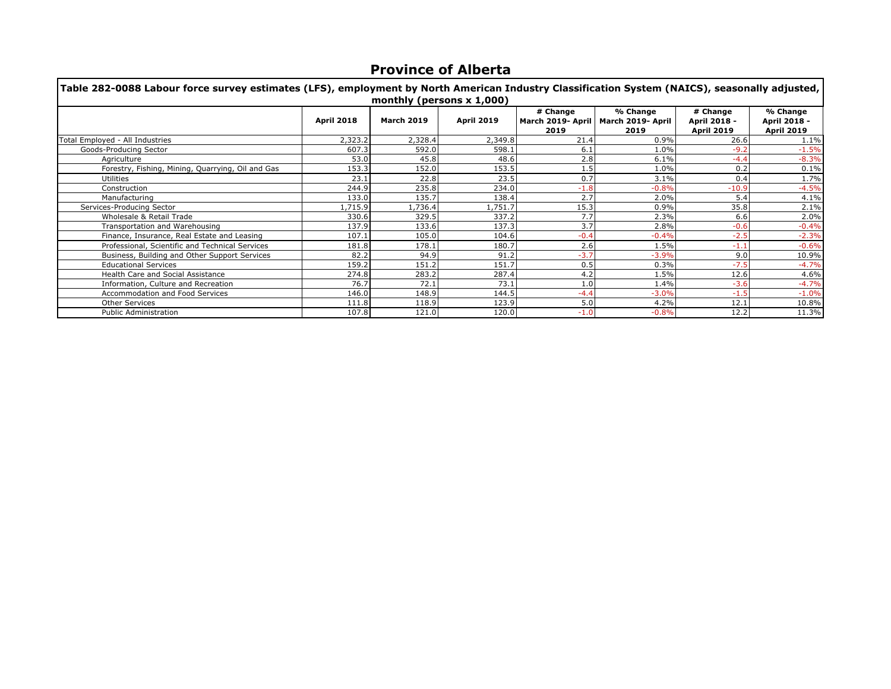# Province of Alberta

**Table 282-0088 Labour force survey estimates (LFS), employment by North American Industry Classification System (NAICS), seasonally adjusted, monthly (persons x 1,000)**

| | April 2018 | March 2019 | April 2019 | # Change March 2019- April 2019 | % Change March 2019- April 2019 | # Change April 2018 - April 2019 | % Change April 2018 - April 2019 |
|---|---|---|---|---|---|---|---|
| Total Employed - All Industries | 2,323.2 | 2,328.4 | 2,349.8 | 21.4 | 0.9% | 26.6 | 1.1% |
| Goods-Producing Sector | 607.3 | 592.0 | 598.1 | 6.1 | 1.0% | -9.2 | -1.5% |
| Agriculture | 53.0 | 45.8 | 48.6 | 2.8 | 6.1% | -4.4 | -8.3% |
| Forestry, Fishing, Mining, Quarrying, Oil and Gas | 153.3 | 152.0 | 153.5 | 1.5 | 1.0% | 0.2 | 0.1% |
| Utilities | 23.1 | 22.8 | 23.5 | 0.7 | 3.1% | 0.4 | 1.7% |
| Construction | 244.9 | 235.8 | 234.0 | -1.8 | -0.8% | -10.9 | -4.5% |
| Manufacturing | 133.0 | 135.7 | 138.4 | 2.7 | 2.0% | 5.4 | 4.1% |
| Services-Producing Sector | 1,715.9 | 1,736.4 | 1,751.7 | 15.3 | 0.9% | 35.8 | 2.1% |
| Wholesale & Retail Trade | 330.6 | 329.5 | 337.2 | 7.7 | 2.3% | 6.6 | 2.0% |
| Transportation and Warehousing | 137.9 | 133.6 | 137.3 | 3.7 | 2.8% | -0.6 | -0.4% |
| Finance, Insurance, Real Estate and Leasing | 107.1 | 105.0 | 104.6 | -0.4 | -0.4% | -2.5 | -2.3% |
| Professional, Scientific and Technical Services | 181.8 | 178.1 | 180.7 | 2.6 | 1.5% | -1.1 | -0.6% |
| Business, Building and Other Support Services | 82.2 | 94.9 | 91.2 | -3.7 | -3.9% | 9.0 | 10.9% |
| Educational Services | 159.2 | 151.2 | 151.7 | 0.5 | 0.3% | -7.5 | -4.7% |
| Health Care and Social Assistance | 274.8 | 283.2 | 287.4 | 4.2 | 1.5% | 12.6 | 4.6% |
| Information, Culture and Recreation | 76.7 | 72.1 | 73.1 | 1.0 | 1.4% | -3.6 | -4.7% |
| Accommodation and Food Services | 146.0 | 148.9 | 144.5 | -4.4 | -3.0% | -1.5 | -1.0% |
| Other Services | 111.8 | 118.9 | 123.9 | 5.0 | 4.2% | 12.1 | 10.8% |
| Public Administration | 107.8 | 121.0 | 120.0 | -1.0 | -0.8% | 12.2 | 11.3% |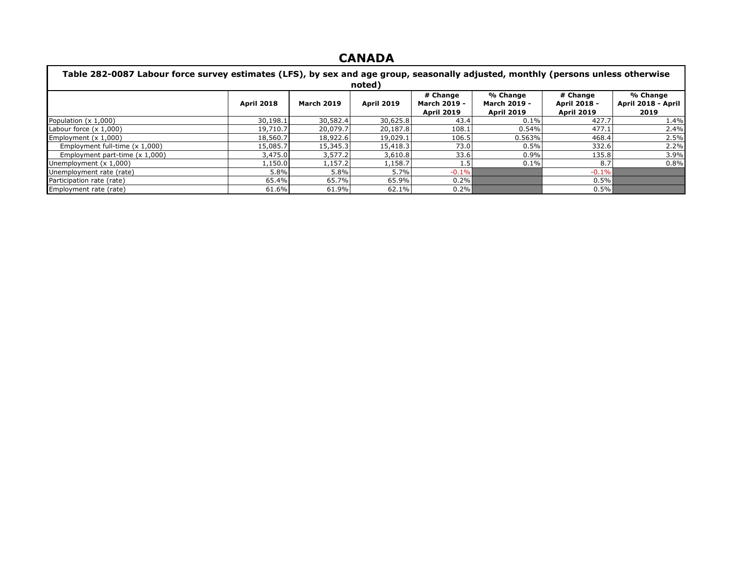# CANADA

| Table 282-0087 Labour force survey estimates (LFS), by sex and age group, seasonally adjusted, monthly (persons unless otherwise noted) | | | | | | | |
|---|---|---|---|---|---|---|---|
| | April 2018 | March 2019 | April 2019 | # Change March 2019 - April 2019 | % Change March 2019 - April 2019 | # Change April 2018 - April 2019 | % Change April 2018 - April 2019 |
| Population (x 1,000) | 30,198.1 | 30,582.4 | 30,625.8 | 43.4 | 0.1% | 427.7 | 1.4% |
| Labour force (x 1,000) | 19,710.7 | 20,079.7 | 20,187.8 | 108.1 | 0.54% | 477.1 | 2.4% |
| Employment (x 1,000) | 18,560.7 | 18,922.6 | 19,029.1 | 106.5 | 0.563% | 468.4 | 2.5% |
| Employment full-time (x 1,000) | 15,085.7 | 15,345.3 | 15,418.3 | 73.0 | 0.5% | 332.6 | 2.2% |
| Employment part-time (x 1,000) | 3,475.0 | 3,577.2 | 3,610.8 | 33.6 | 0.9% | 135.8 | 3.9% |
| Unemployment (x 1,000) | 1,150.0 | 1,157.2 | 1,158.7 | 1.5 | 0.1% | 8.7 | 0.8% |
| Unemployment rate (rate) | 5.8% | 5.8% | 5.7% | -0.1% | | -0.1% | |
| Participation rate (rate) | 65.4% | 65.7% | 65.9% | 0.2% | | 0.5% | |
| Employment rate (rate) | 61.6% | 61.9% | 62.1% | 0.2% | | 0.5% | |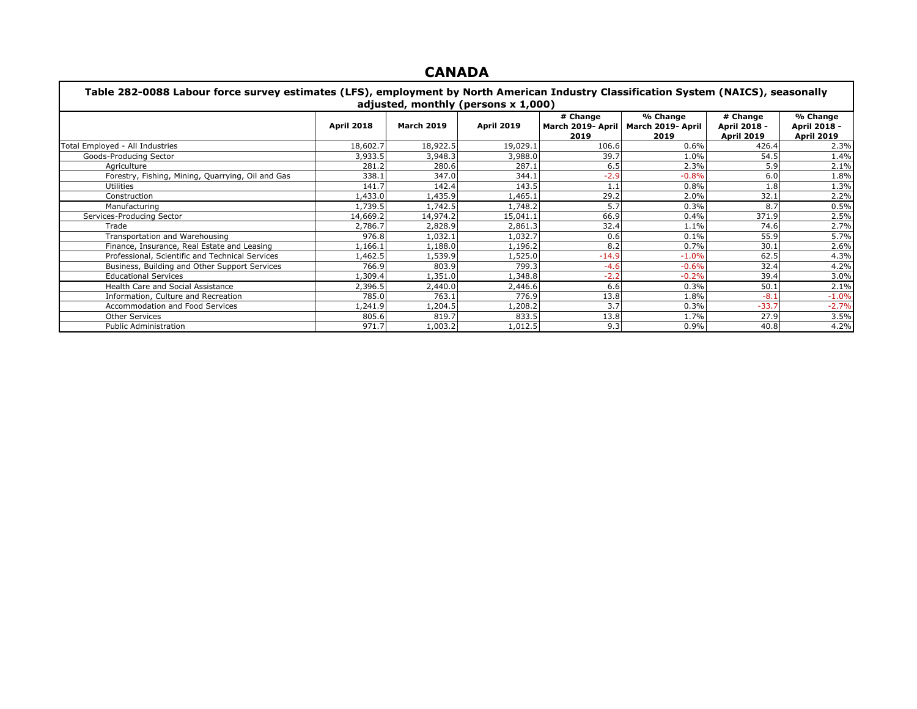# CANADA

| Table 282-0088 Labour force survey estimates (LFS), employment by North American Industry Classification System (NAICS), seasonally adjusted, monthly (persons x 1,000) | | | | | | | |
|---|---|---|---|---|---|---|---|
| | April 2018 | March 2019 | April 2019 | # Change March 2019- April 2019 | % Change March 2019- April 2019 | # Change April 2018 - April 2019 | % Change April 2018 - April 2019 |
| Total Employed - All Industries | 18,602.7 | 18,922.5 | 19,029.1 | 106.6 | 0.6% | 426.4 | 2.3% |
| Goods-Producing Sector | 3,933.5 | 3,948.3 | 3,988.0 | 39.7 | 1.0% | 54.5 | 1.4% |
| Agriculture | 281.2 | 280.6 | 287.1 | 6.5 | 2.3% | 5.9 | 2.1% |
| Forestry, Fishing, Mining, Quarrying, Oil and Gas | 338.1 | 347.0 | 344.1 | -2.9 | -0.8% | 6.0 | 1.8% |
| Utilities | 141.7 | 142.4 | 143.5 | 1.1 | 0.8% | 1.8 | 1.3% |
| Construction | 1,433.0 | 1,435.9 | 1,465.1 | 29.2 | 2.0% | 32.1 | 2.2% |
| Manufacturing | 1,739.5 | 1,742.5 | 1,748.2 | 5.7 | 0.3% | 8.7 | 0.5% |
| Services-Producing Sector | 14,669.2 | 14,974.2 | 15,041.1 | 66.9 | 0.4% | 371.9 | 2.5% |
| Trade | 2,786.7 | 2,828.9 | 2,861.3 | 32.4 | 1.1% | 74.6 | 2.7% |
| Transportation and Warehousing | 976.8 | 1,032.1 | 1,032.7 | 0.6 | 0.1% | 55.9 | 5.7% |
| Finance, Insurance, Real Estate and Leasing | 1,166.1 | 1,188.0 | 1,196.2 | 8.2 | 0.7% | 30.1 | 2.6% |
| Professional, Scientific and Technical Services | 1,462.5 | 1,539.9 | 1,525.0 | -14.9 | -1.0% | 62.5 | 4.3% |
| Business, Building and Other Support Services | 766.9 | 803.9 | 799.3 | -4.6 | -0.6% | 32.4 | 4.2% |
| Educational Services | 1,309.4 | 1,351.0 | 1,348.8 | -2.2 | -0.2% | 39.4 | 3.0% |
| Health Care and Social Assistance | 2,396.5 | 2,440.0 | 2,446.6 | 6.6 | 0.3% | 50.1 | 2.1% |
| Information, Culture and Recreation | 785.0 | 763.1 | 776.9 | 13.8 | 1.8% | -8.1 | -1.0% |
| Accommodation and Food Services | 1,241.9 | 1,204.5 | 1,208.2 | 3.7 | 0.3% | -33.7 | -2.7% |
| Other Services | 805.6 | 819.7 | 833.5 | 13.8 | 1.7% | 27.9 | 3.5% |
| Public Administration | 971.7 | 1,003.2 | 1,012.5 | 9.3 | 0.9% | 40.8 | 4.2% |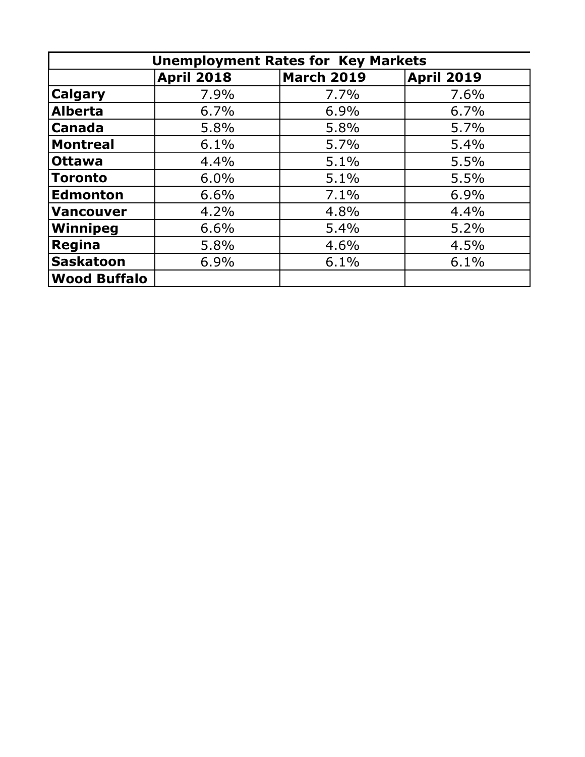| Unemployment Rates for Key Markets | | | |
|---|---|---|---|
| | **April 2018** | **March 2019** | **April 2019** |
| **Calgary** | 7.9% | 7.7% | 7.6% |
| **Alberta** | 6.7% | 6.9% | 6.7% |
| **Canada** | 5.8% | 5.8% | 5.7% |
| **Montreal** | 6.1% | 5.7% | 5.4% |
| **Ottawa** | 4.4% | 5.1% | 5.5% |
| **Toronto** | 6.0% | 5.1% | 5.5% |
| **Edmonton** | 6.6% | 7.1% | 6.9% |
| **Vancouver** | 4.2% | 4.8% | 4.4% |
| **Winnipeg** | 6.6% | 5.4% | 5.2% |
| **Regina** | 5.8% | 4.6% | 4.5% |
| **Saskatoon** | 6.9% | 6.1% | 6.1% |
| **Wood Buffalo** | | | |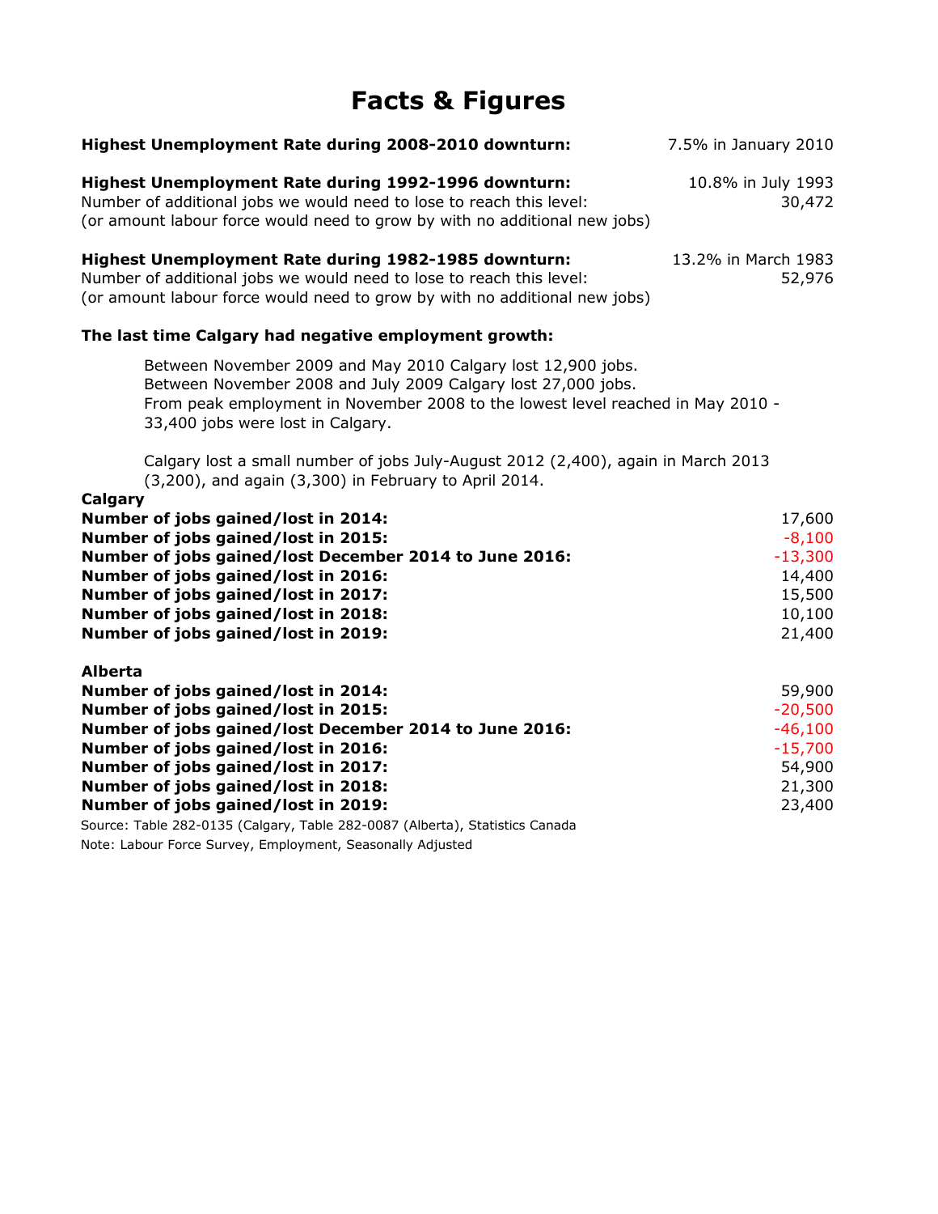# Facts & Figures

| | |
|---|---|
| **Highest Unemployment Rate during 2008-2010 downturn:** | 7.5% in January 2010 |
| **Highest Unemployment Rate during 1992-1996 downturn:** | 10.8% in July 1993 |
| Number of additional jobs we would need to lose to reach this level: (or amount labour force would need to grow by with no additional new jobs) | 30,472 |
| **Highest Unemployment Rate during 1982-1985 downturn:** | 13.2% in March 1983 |
| Number of additional jobs we would need to lose to reach this level: (or amount labour force would need to grow by with no additional new jobs) | 52,976 |

**The last time Calgary had negative employment growth:**

Between November 2009 and May 2010 Calgary lost 12,900 jobs.
Between November 2008 and July 2009 Calgary lost 27,000 jobs.
From peak employment in November 2008 to the lowest level reached in May 2010 - 33,400 jobs were lost in Calgary.

Calgary lost a small number of jobs July-August 2012 (2,400), again in March 2013 (3,200), and again (3,300) in February to April 2014.

**Calgary**

| | |
|---|---|
| **Number of jobs gained/lost in 2014:** | 17,600 |
| **Number of jobs gained/lost in 2015:** | -8,100 |
| **Number of jobs gained/lost December 2014 to June 2016:** | -13,300 |
| **Number of jobs gained/lost in 2016:** | 14,400 |
| **Number of jobs gained/lost in 2017:** | 15,500 |
| **Number of jobs gained/lost in 2018:** | 10,100 |
| **Number of jobs gained/lost in 2019:** | 21,400 |

**Alberta**

| | |
|---|---|
| **Number of jobs gained/lost in 2014:** | 59,900 |
| **Number of jobs gained/lost in 2015:** | -20,500 |
| **Number of jobs gained/lost December 2014 to June 2016:** | -46,100 |
| **Number of jobs gained/lost in 2016:** | -15,700 |
| **Number of jobs gained/lost in 2017:** | 54,900 |
| **Number of jobs gained/lost in 2018:** | 21,300 |
| **Number of jobs gained/lost in 2019:** | 23,400 |

Source: Table 282-0135 (Calgary, Table 282-0087 (Alberta), Statistics Canada
Note: Labour Force Survey, Employment, Seasonally Adjusted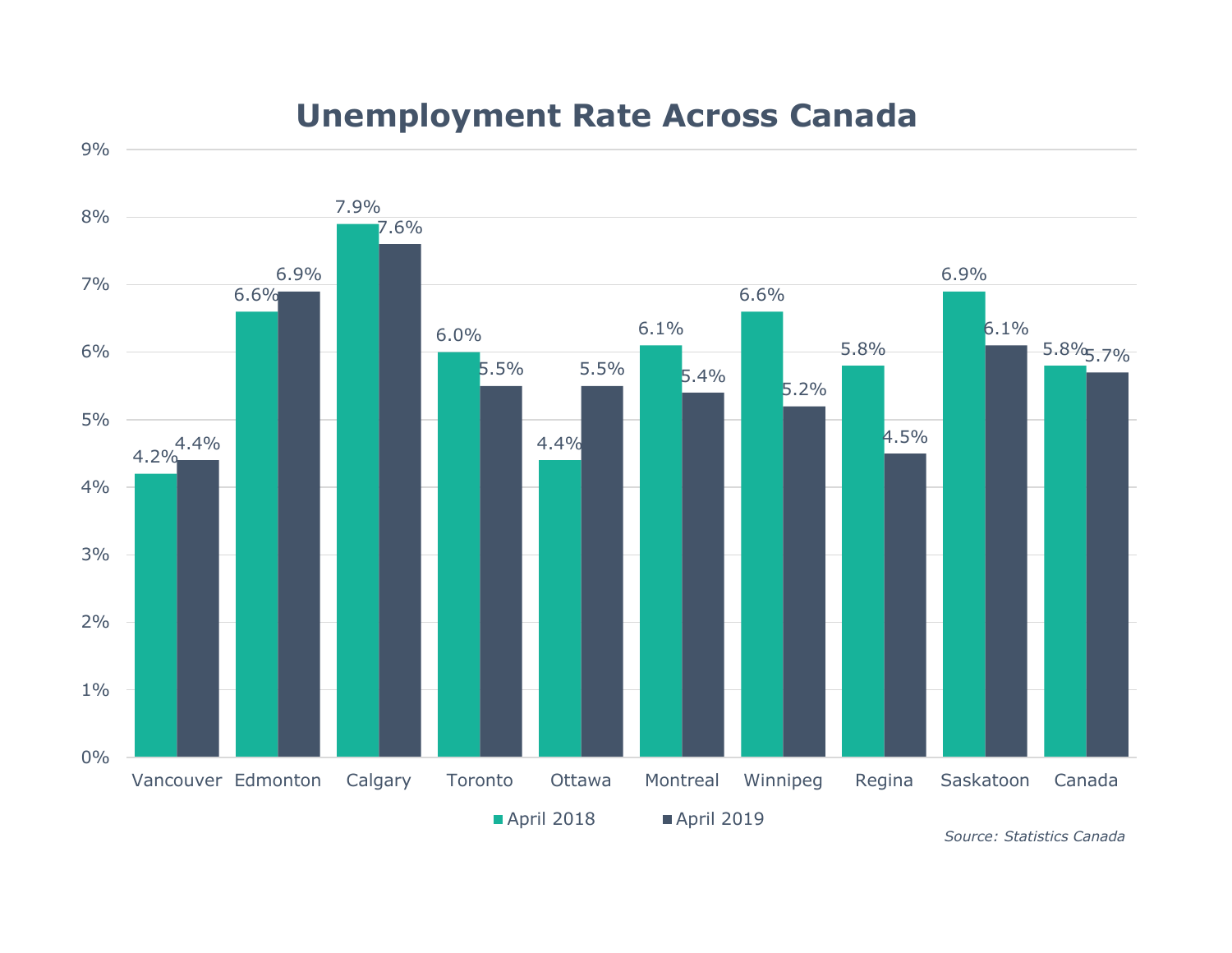# Unemployment Rate Across Canada

9%
8%
7%
6%
5%
4%
3%
2%
1%
0%

4.2% 4.4%
6.6% 6.9%
7.9% 7.6%
6.0% 5.5%
4.4% 5.5%
6.1% 5.4%
6.6% 5.2%
5.8% 4.5%
6.9% 6.1%
5.8% 5.7%

Vancouver Edmonton Calgary Toronto Ottawa Montreal Winnipeg Regina Saskatoon Canada

April 2018 April 2019

*Source: Statistics Canada*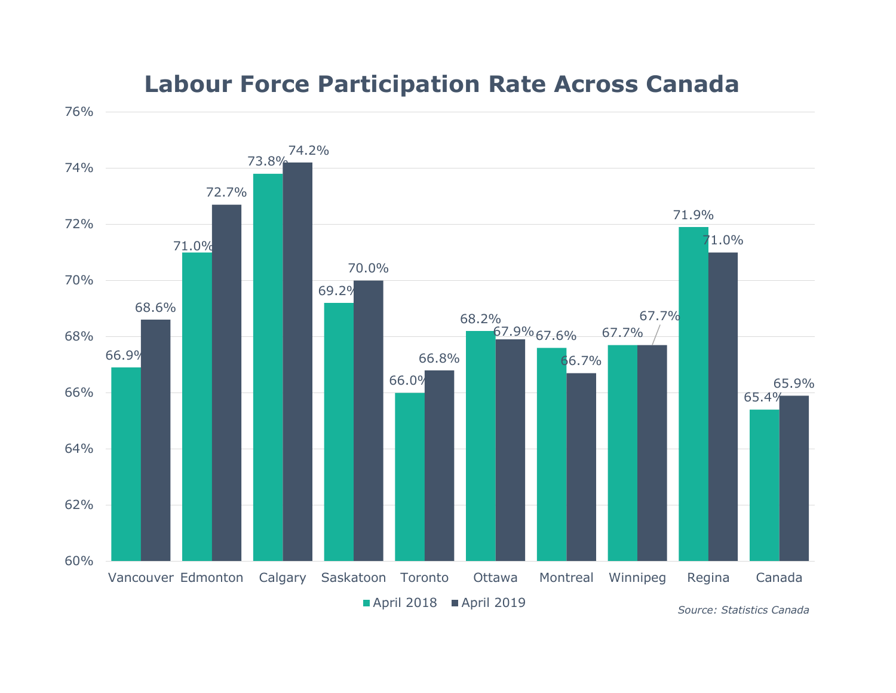# Labour Force Participation Rate Across Canada

76%
74%
72%
70%
68%
66%
64%
62%
60%

Vancouver: 66.9% 68.6%
Edmonton: 71.0% 72.7%
Calgary: 73.8% 74.2%
Saskatoon: 69.2% 70.0%
Toronto: 66.0% 66.8%
Ottawa: 68.2% 67.9%
Montreal: 67.6% 66.7%
Winnipeg: 67.7% 67.7%
Regina: 71.9% 71.0%
Canada: 65.4% 65.9%

April 2018 April 2019

*Source: Statistics Canada*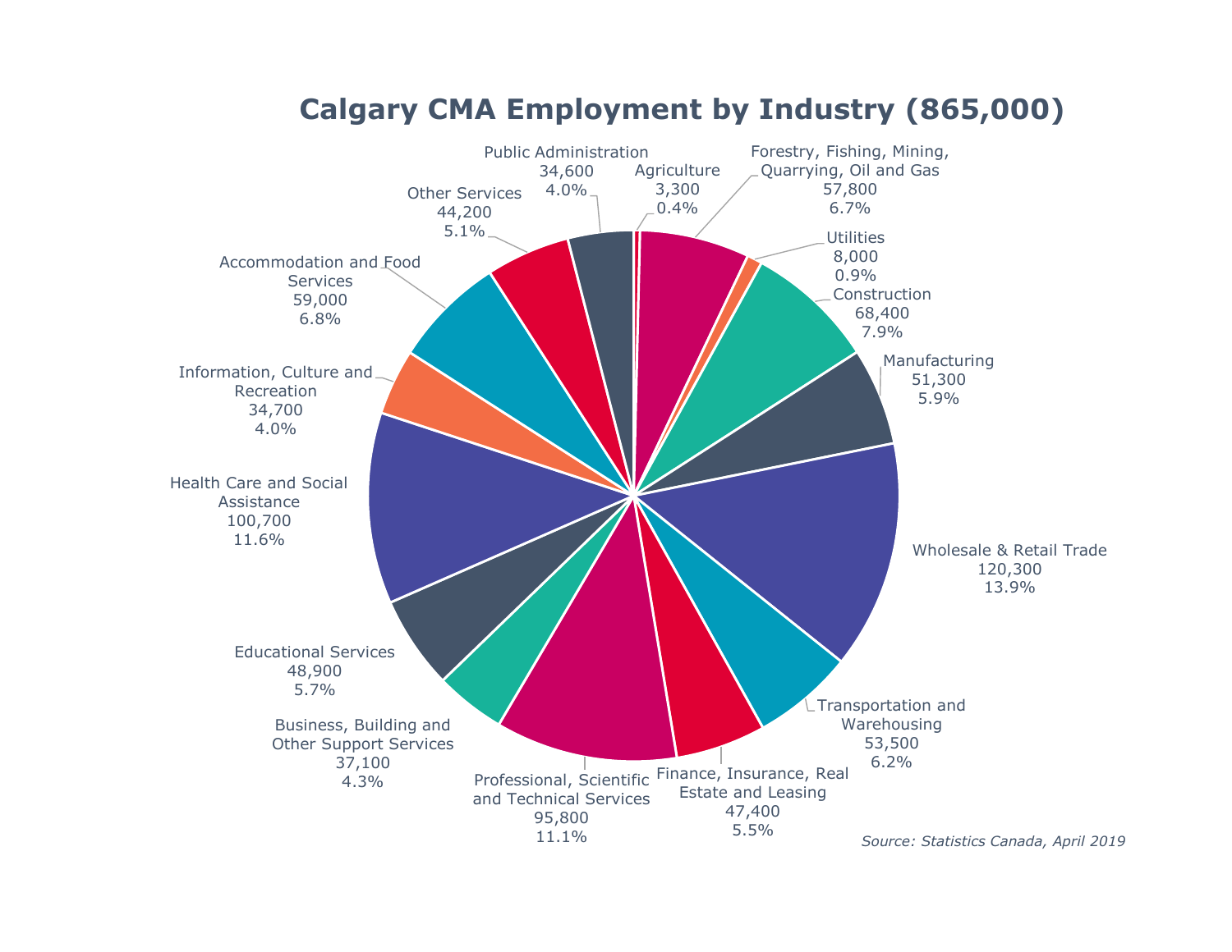# Calgary CMA Employment by Industry (865,000)

Public Administration
34,600
4.0%

Agriculture
3,300
0.4%

Forestry, Fishing, Mining, Quarrying, Oil and Gas
57,800
6.7%

Utilities
8,000
0.9%

Construction
68,400
7.9%

Manufacturing
51,300
5.9%

Wholesale & Retail Trade
120,300
13.9%

Transportation and Warehousing
53,500
6.2%

Finance, Insurance, Real Estate and Leasing
47,400
5.5%

Professional, Scientific and Technical Services
95,800
11.1%

Business, Building and Other Support Services
37,100
4.3%

Educational Services
48,900
5.7%

Health Care and Social Assistance
100,700
11.6%

Information, Culture and Recreation
34,700
4.0%

Accommodation and Food Services
59,000
6.8%

Other Services
44,200
5.1%

*Source: Statistics Canada, April 2019*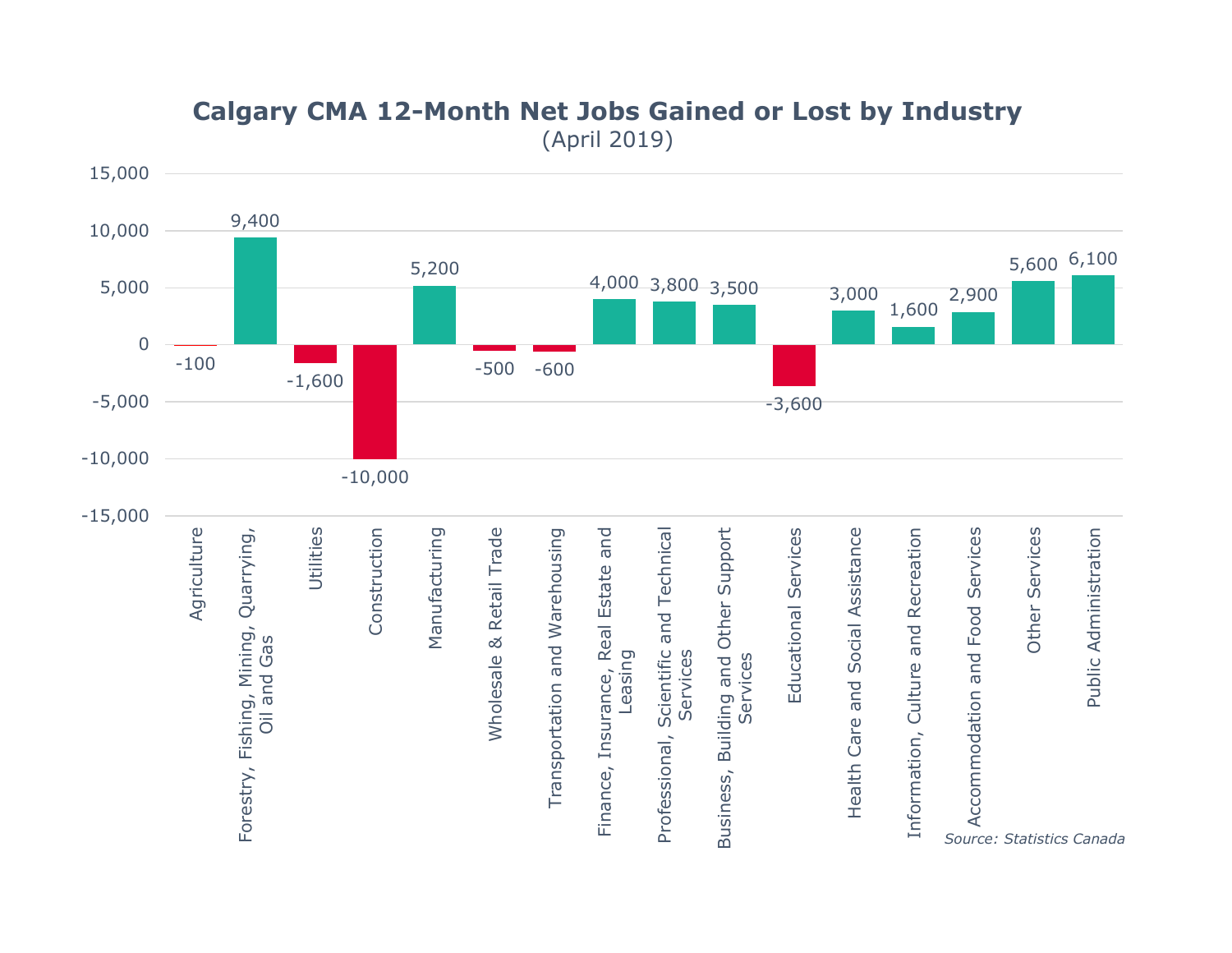**Calgary CMA 12-Month Net Jobs Gained or Lost by Industry**

(April 2019)

15,000
10,000
5,000
0
-5,000
-10,000
-15,000

-100
9,400
-1,600
-10,000
5,200
-500
-600
4,000
3,800
3,500
-3,600
3,000
1,600
2,900
5,600
6,100

Agriculture
Forestry, Fishing, Mining, Quarrying, Oil and Gas
Utilities
Construction
Manufacturing
Wholesale & Retail Trade
Transportation and Warehousing
Finance, Insurance, Real Estate and Leasing
Professional, Scientific and Technical Services
Business, Building and Other Support Services
Educational Services
Health Care and Social Assistance
Information, Culture and Recreation
Accommodation and Food Services
Other Services
Public Administration

*Source: Statistics Canada*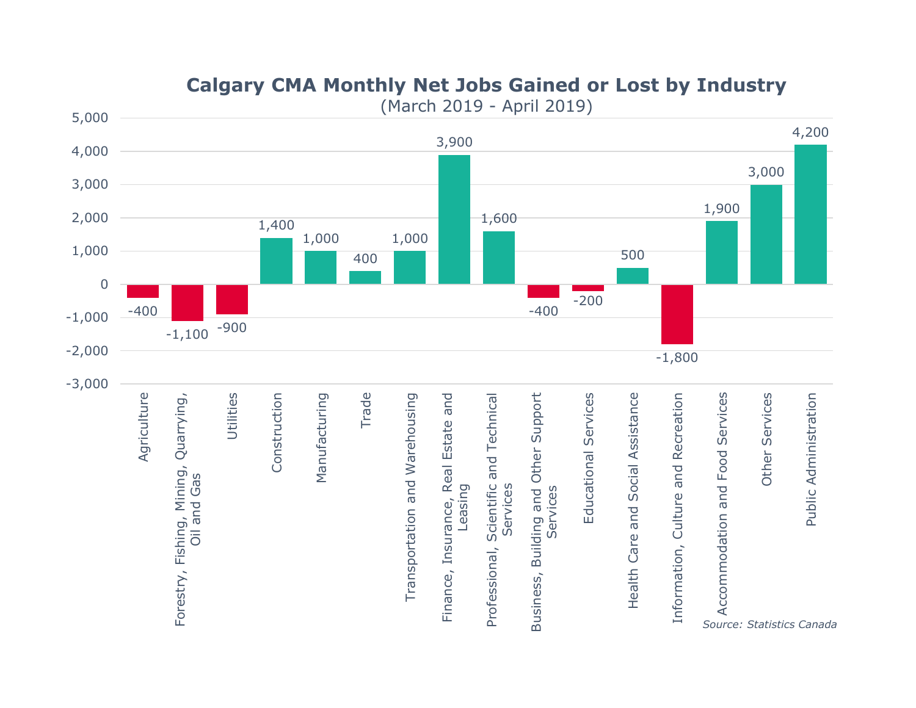## Calgary CMA Monthly Net Jobs Gained or Lost by Industry

(March 2019 - April 2019)

5,000
4,000
3,000
2,000
1,000
0
-1,000
-2,000
-3,000

-400
-1,100
-900
1,400
1,000
400
1,000
3,900
1,600
-400
-200
500
-1,800
1,900
3,000
4,200

Agriculture
Forestry, Fishing, Mining, Quarrying, Oil and Gas
Utilities
Construction
Manufacturing
Trade
Transportation and Warehousing
Finance, Insurance, Real Estate and Leasing
Professional, Scientific and Technical Services
Business, Building and Other Support Services
Educational Services
Health Care and Social Assistance
Information, Culture and Recreation
Accommodation and Food Services
Other Services
Public Administration

*Source: Statistics Canada*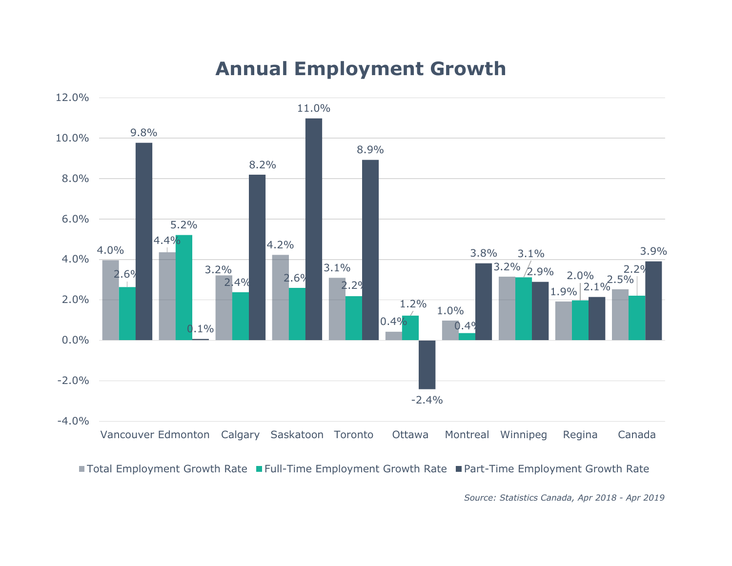# Annual Employment Growth

12.0%
10.0%
8.0%
6.0%
4.0%
2.0%
0.0%
-2.0%
-4.0%

Vancouver: 4.0%, 2.6%, 9.8%
Edmonton: 4.4%, 5.2%, 0.1%
Calgary: 3.2%, 2.4%, 8.2%
Saskatoon: 4.2%, 2.6%, 11.0%
Toronto: 3.1%, 2.2%, 8.9%
Ottawa: 0.4%, 1.2%, -2.4%
Montreal: 1.0%, 0.4%, 3.8%
Winnipeg: 3.2%, 3.1%, 2.9%
Regina: 1.9%, 2.0%, 2.1%
Canada: 2.5%, 2.2%, 3.9%

Total Employment Growth Rate
Full-Time Employment Growth Rate
Part-Time Employment Growth Rate

*Source: Statistics Canada, Apr 2018 - Apr 2019*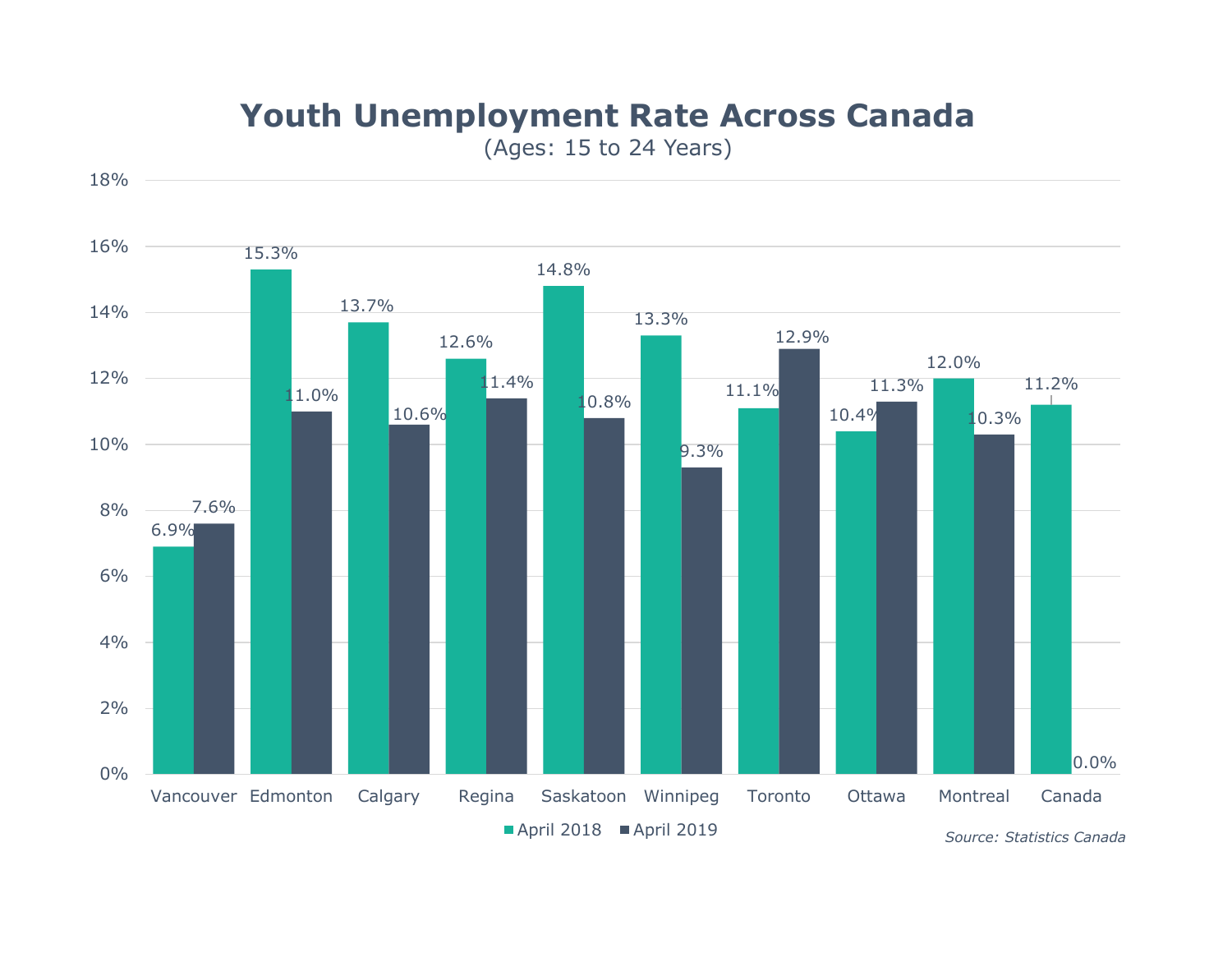# Youth Unemployment Rate Across Canada

(Ages: 15 to 24 Years)

| | April 2018 | April 2019 |
|---|---|---|
| Vancouver | 6.9% | 7.6% |
| Edmonton | 15.3% | 11.0% |
| Calgary | 13.7% | 10.6% |
| Regina | 12.6% | 11.4% |
| Saskatoon | 14.8% | 10.8% |
| Winnipeg | 13.3% | 9.3% |
| Toronto | 11.1% | 12.9% |
| Ottawa | 10.4% | 11.3% |
| Montreal | 12.0% | 10.3% |
| Canada | 11.2% | 0.0% |

*Source: Statistics Canada*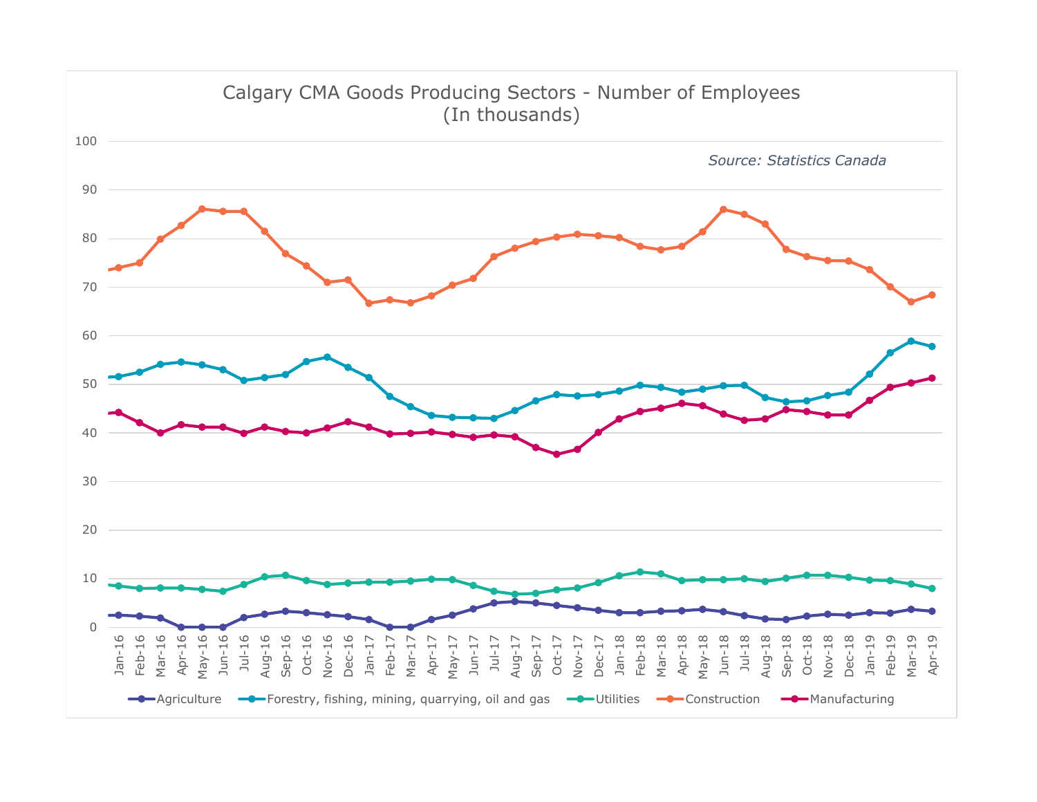Calgary CMA Goods Producing Sectors - Number of Employees
(In thousands)

*Source: Statistics Canada*

Legend: Agriculture; Forestry, fishing, mining, quarrying, oil and gas; Utilities; Construction; Manufacturing

Y-axis: 0, 10, 20, 30, 40, 50, 60, 70, 80, 90, 100

X-axis: Jan-16, Feb-16, Mar-16, Apr-16, May-16, Jun-16, Jul-16, Aug-16, Sep-16, Oct-16, Nov-16, Dec-16, Jan-17, Feb-17, Mar-17, Apr-17, May-17, Jun-17, Jul-17, Aug-17, Sep-17, Oct-17, Nov-17, Dec-17, Jan-18, Feb-18, Mar-18, Apr-18, May-18, Jun-18, Jul-18, Aug-18, Sep-18, Oct-18, Nov-18, Dec-18, Jan-19, Feb-19, Mar-19, Apr-19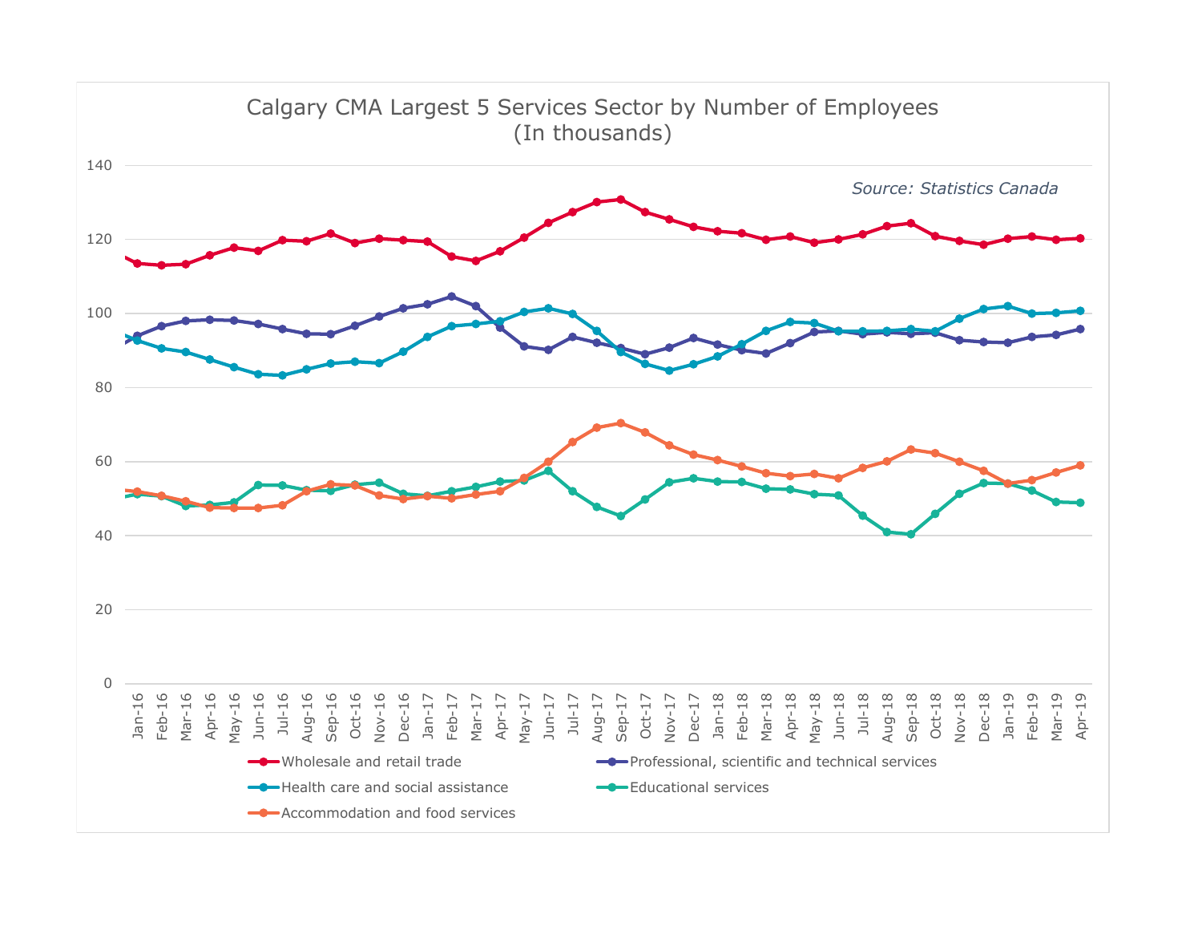Calgary CMA Largest 5 Services Sector by Number of Employees
(In thousands)

*Source: Statistics Canada*

140
120
100
80
60
40
20
0

Jan-16 Feb-16 Mar-16 Apr-16 May-16 Jun-16 Jul-16 Aug-16 Sep-16 Oct-16 Nov-16 Dec-16 Jan-17 Feb-17 Mar-17 Apr-17 May-17 Jun-17 Jul-17 Aug-17 Sep-17 Oct-17 Nov-17 Dec-17 Jan-18 Feb-18 Mar-18 Apr-18 May-18 Jun-18 Jul-18 Aug-18 Sep-18 Oct-18 Nov-18 Dec-18 Jan-19 Feb-19 Mar-19 Apr-19

- Wholesale and retail trade
- Professional, scientific and technical services
- Health care and social assistance
- Educational services
- Accommodation and food services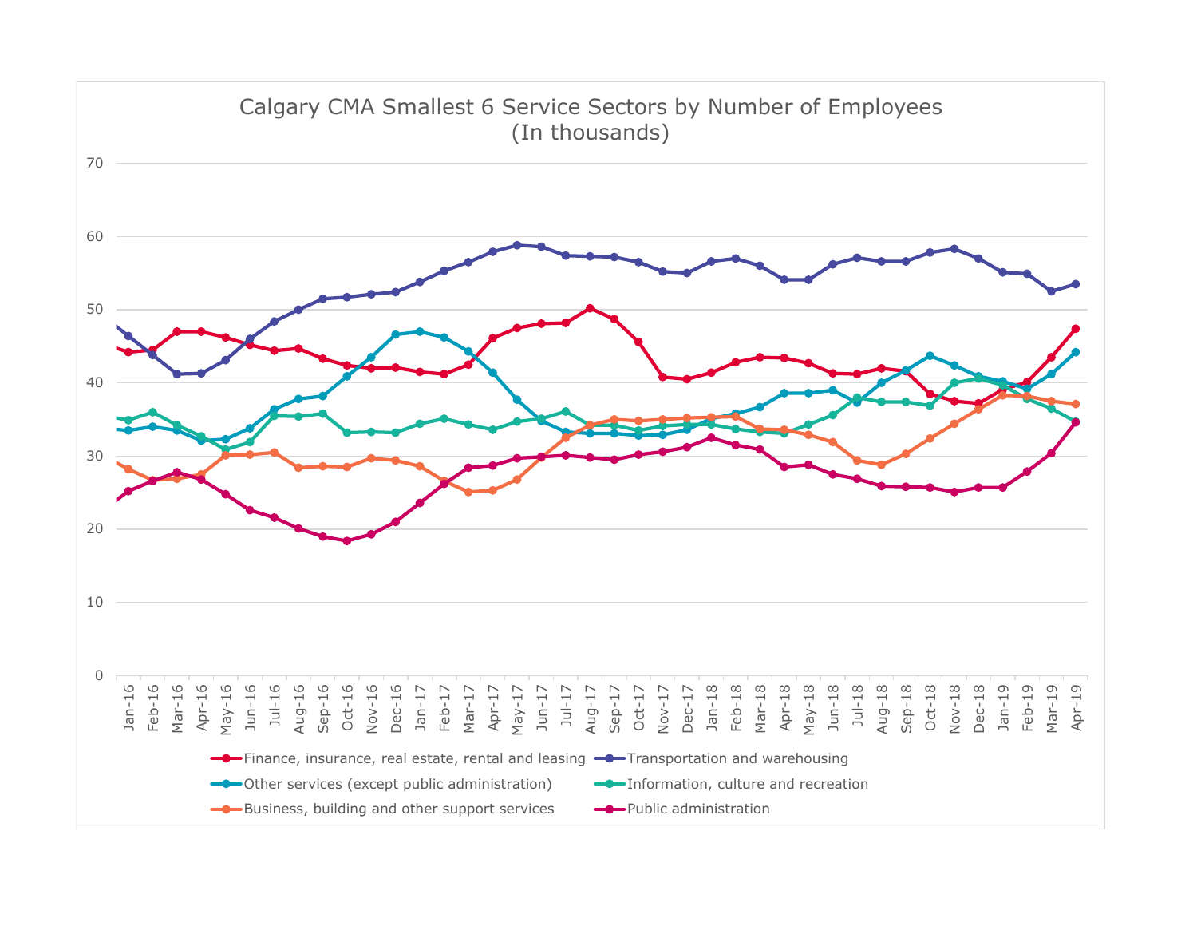Calgary CMA Smallest 6 Service Sectors by Number of Employees
(In thousands)

70
60
50
40
30
20
10
0

Jan-16
Feb-16
Mar-16
Apr-16
May-16
Jun-16
Jul-16
Aug-16
Sep-16
Oct-16
Nov-16
Dec-16
Jan-17
Feb-17
Mar-17
Apr-17
May-17
Jun-17
Jul-17
Aug-17
Sep-17
Oct-17
Nov-17
Dec-17
Jan-18
Feb-18
Mar-18
Apr-18
May-18
Jun-18
Jul-18
Aug-18
Sep-18
Oct-18
Nov-18
Dec-18
Jan-19
Feb-19
Mar-19
Apr-19

Finance, insurance, real estate, rental and leasing
Transportation and warehousing
Other services (except public administration)
Information, culture and recreation
Business, building and other support services
Public administration